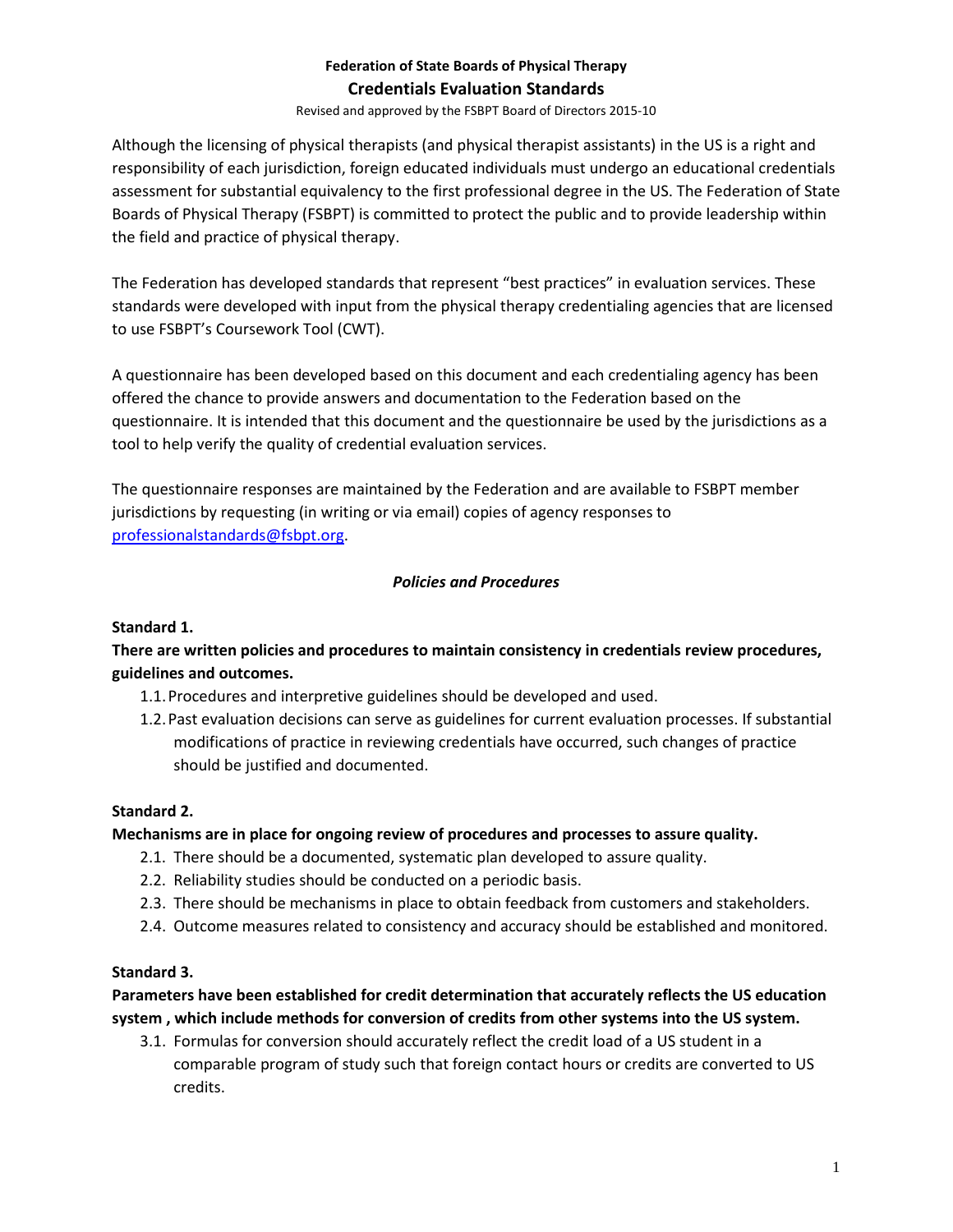**Federation of State Boards of Physical Therapy**

# Credentials Evaluation Standards

Revised and approved by the FSBPT Board of Directors 2015-10

Although the licensing of physical therapists (and physical therapist assistants) in the US is a right and responsibility of each jurisdiction, foreign educated individuals must undergo an educational credentials assessment for substantial equivalency to the first professional degree in the US. The Federation of State Boards of Physical Therapy (FSBPT) is committed to protect the public and to provide leadership within the field and practice of physical therapy.

The Federation has developed standards that represent "best practices" in evaluation services. These standards were developed with input from the physical therapy credentialing agencies that are licensed to use FSBPT's Coursework Tool (CWT).

A questionnaire has been developed based on this document and each credentialing agency has been offered the chance to provide answers and documentation to the Federation based on the questionnaire. It is intended that this document and the questionnaire be used by the jurisdictions as a tool to help verify the quality of credential evaluation services.

The questionnaire responses are maintained by the Federation and are available to FSBPT member jurisdictions by requesting (in writing or via email) copies of agency responses to professionalstandards@fsbpt.org.

## *Policies and Procedures*

**Standard 1.**

**There are written policies and procedures to maintain consistency in credentials review procedures, guidelines and outcomes.**

1.1. Procedures and interpretive guidelines should be developed and used.
1.2. Past evaluation decisions can serve as guidelines for current evaluation processes. If substantial modifications of practice in reviewing credentials have occurred, such changes of practice should be justified and documented.

**Standard 2.**

**Mechanisms are in place for ongoing review of procedures and processes to assure quality.**

2.1. There should be a documented, systematic plan developed to assure quality.
2.2. Reliability studies should be conducted on a periodic basis.
2.3. There should be mechanisms in place to obtain feedback from customers and stakeholders.
2.4. Outcome measures related to consistency and accuracy should be established and monitored.

**Standard 3.**

**Parameters have been established for credit determination that accurately reflects the US education system , which include methods for conversion of credits from other systems into the US system.**

3.1. Formulas for conversion should accurately reflect the credit load of a US student in a comparable program of study such that foreign contact hours or credits are converted to US credits.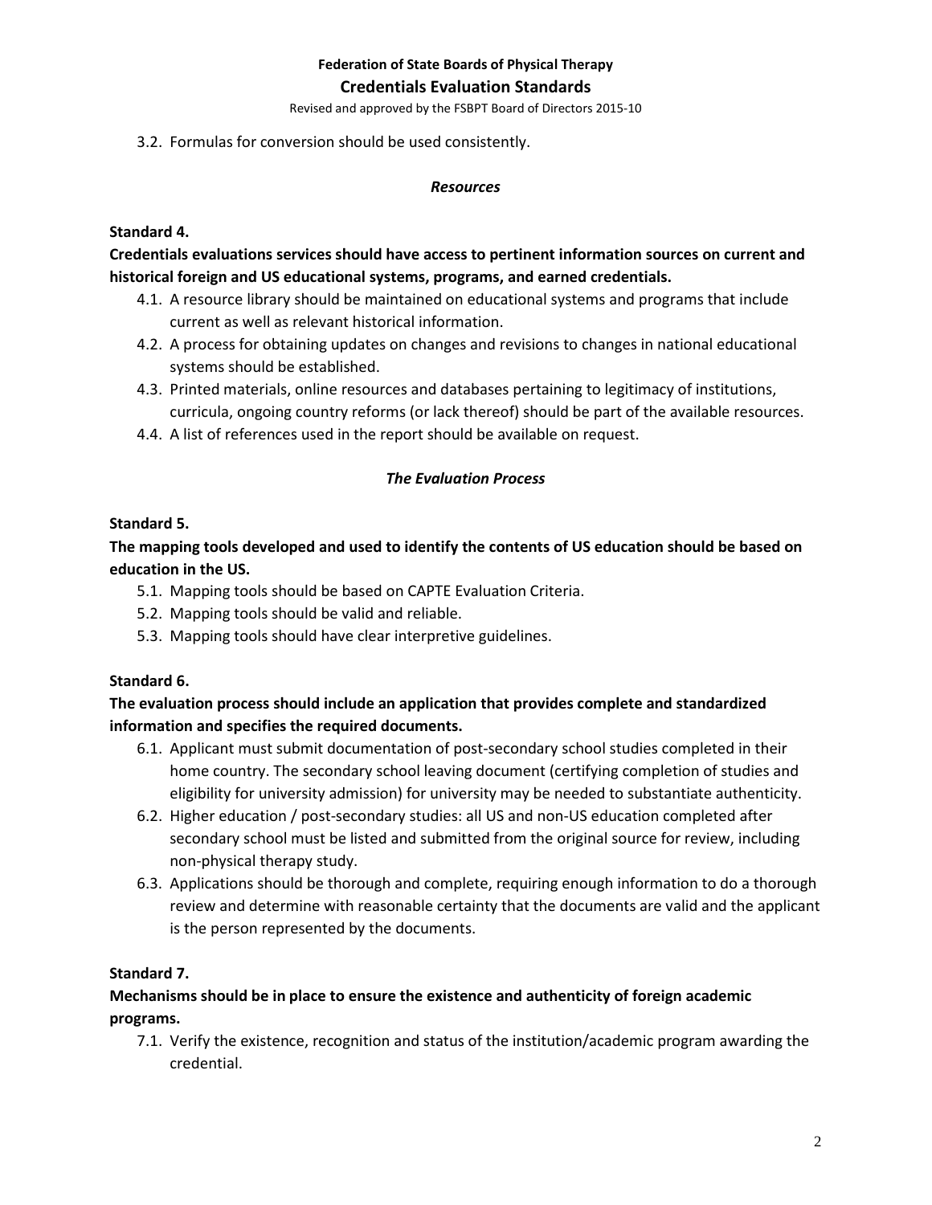3.2. Formulas for conversion should be used consistently.

### *Resources*

**Standard 4.**

**Credentials evaluations services should have access to pertinent information sources on current and historical foreign and US educational systems, programs, and earned credentials.**

4.1. A resource library should be maintained on educational systems and programs that include current as well as relevant historical information.

4.2. A process for obtaining updates on changes and revisions to changes in national educational systems should be established.

4.3. Printed materials, online resources and databases pertaining to legitimacy of institutions, curricula, ongoing country reforms (or lack thereof) should be part of the available resources.

4.4. A list of references used in the report should be available on request.

### *The Evaluation Process*

**Standard 5.**

**The mapping tools developed and used to identify the contents of US education should be based on education in the US.**

5.1. Mapping tools should be based on CAPTE Evaluation Criteria.

5.2. Mapping tools should be valid and reliable.

5.3. Mapping tools should have clear interpretive guidelines.

**Standard 6.**

**The evaluation process should include an application that provides complete and standardized information and specifies the required documents.**

6.1. Applicant must submit documentation of post-secondary school studies completed in their home country. The secondary school leaving document (certifying completion of studies and eligibility for university admission) for university may be needed to substantiate authenticity.

6.2. Higher education / post-secondary studies: all US and non-US education completed after secondary school must be listed and submitted from the original source for review, including non-physical therapy study.

6.3. Applications should be thorough and complete, requiring enough information to do a thorough review and determine with reasonable certainty that the documents are valid and the applicant is the person represented by the documents.

**Standard 7.**

**Mechanisms should be in place to ensure the existence and authenticity of foreign academic programs.**

7.1. Verify the existence, recognition and status of the institution/academic program awarding the credential.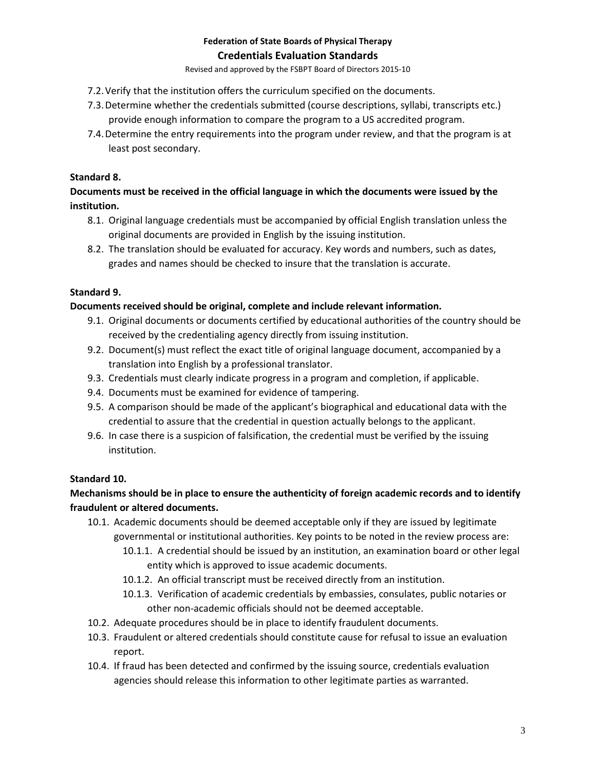- 7.2. Verify that the institution offers the curriculum specified on the documents.
- 7.3. Determine whether the credentials submitted (course descriptions, syllabi, transcripts etc.) provide enough information to compare the program to a US accredited program.
- 7.4. Determine the entry requirements into the program under review, and that the program is at least post secondary.

**Standard 8.**

**Documents must be received in the official language in which the documents were issued by the institution.**

- 8.1. Original language credentials must be accompanied by official English translation unless the original documents are provided in English by the issuing institution.
- 8.2. The translation should be evaluated for accuracy. Key words and numbers, such as dates, grades and names should be checked to insure that the translation is accurate.

**Standard 9.**

**Documents received should be original, complete and include relevant information.**

- 9.1. Original documents or documents certified by educational authorities of the country should be received by the credentialing agency directly from issuing institution.
- 9.2. Document(s) must reflect the exact title of original language document, accompanied by a translation into English by a professional translator.
- 9.3. Credentials must clearly indicate progress in a program and completion, if applicable.
- 9.4. Documents must be examined for evidence of tampering.
- 9.5. A comparison should be made of the applicant's biographical and educational data with the credential to assure that the credential in question actually belongs to the applicant.
- 9.6. In case there is a suspicion of falsification, the credential must be verified by the issuing institution.

**Standard 10.**

**Mechanisms should be in place to ensure the authenticity of foreign academic records and to identify fraudulent or altered documents.**

- 10.1. Academic documents should be deemed acceptable only if they are issued by legitimate governmental or institutional authorities. Key points to be noted in the review process are:
  - 10.1.1. A credential should be issued by an institution, an examination board or other legal entity which is approved to issue academic documents.
  - 10.1.2. An official transcript must be received directly from an institution.
  - 10.1.3. Verification of academic credentials by embassies, consulates, public notaries or other non-academic officials should not be deemed acceptable.
- 10.2. Adequate procedures should be in place to identify fraudulent documents.
- 10.3. Fraudulent or altered credentials should constitute cause for refusal to issue an evaluation report.
- 10.4. If fraud has been detected and confirmed by the issuing source, credentials evaluation agencies should release this information to other legitimate parties as warranted.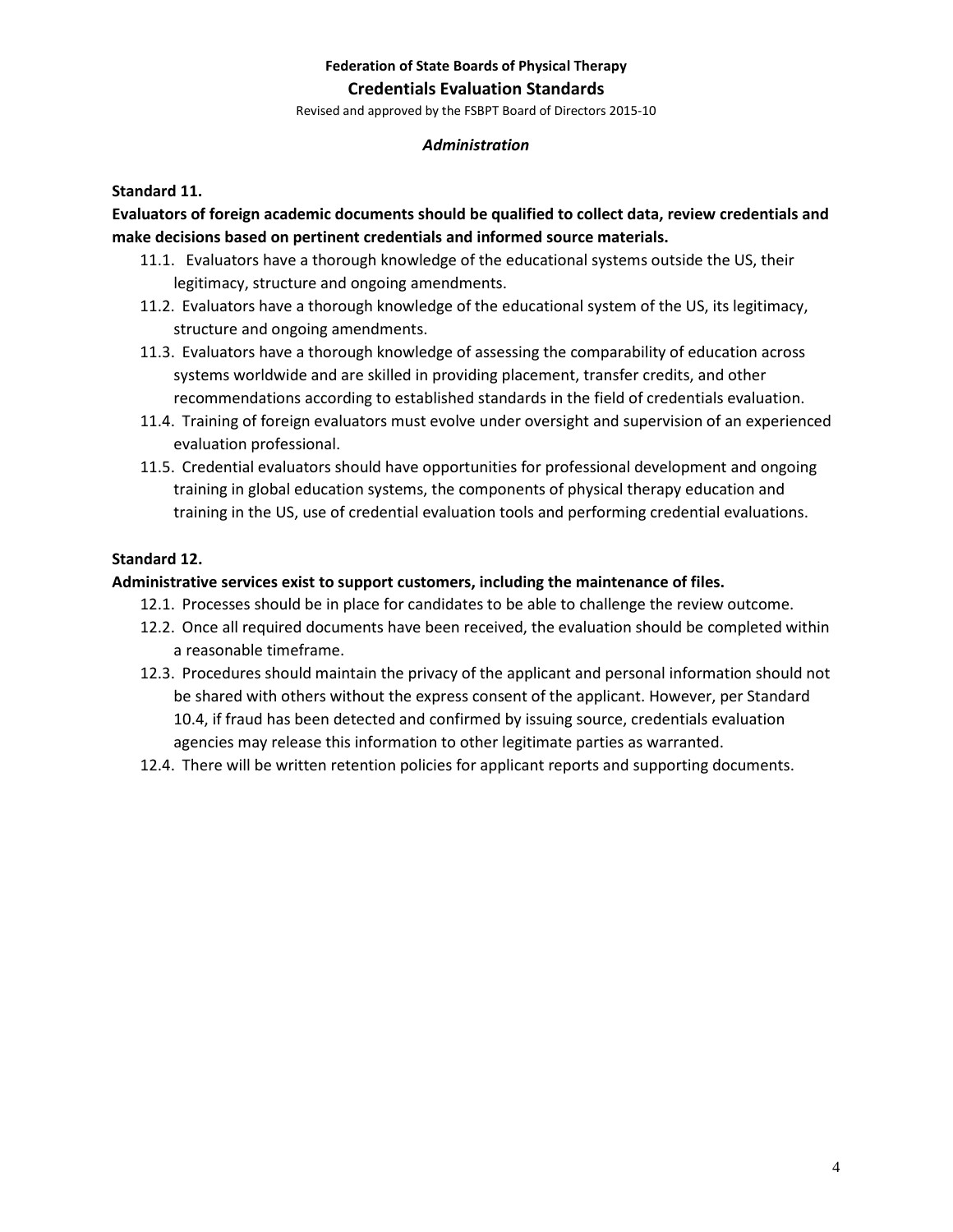**Federation of State Boards of Physical Therapy**

**Credentials Evaluation Standards**

Revised and approved by the FSBPT Board of Directors 2015-10

### *Administration*

**Standard 11.**

**Evaluators of foreign academic documents should be qualified to collect data, review credentials and make decisions based on pertinent credentials and informed source materials.**

- 11.1. Evaluators have a thorough knowledge of the educational systems outside the US, their legitimacy, structure and ongoing amendments.
- 11.2. Evaluators have a thorough knowledge of the educational system of the US, its legitimacy, structure and ongoing amendments.
- 11.3. Evaluators have a thorough knowledge of assessing the comparability of education across systems worldwide and are skilled in providing placement, transfer credits, and other recommendations according to established standards in the field of credentials evaluation.
- 11.4. Training of foreign evaluators must evolve under oversight and supervision of an experienced evaluation professional.
- 11.5. Credential evaluators should have opportunities for professional development and ongoing training in global education systems, the components of physical therapy education and training in the US, use of credential evaluation tools and performing credential evaluations.

**Standard 12.**

**Administrative services exist to support customers, including the maintenance of files.**

- 12.1. Processes should be in place for candidates to be able to challenge the review outcome.
- 12.2. Once all required documents have been received, the evaluation should be completed within a reasonable timeframe.
- 12.3. Procedures should maintain the privacy of the applicant and personal information should not be shared with others without the express consent of the applicant. However, per Standard 10.4, if fraud has been detected and confirmed by issuing source, credentials evaluation agencies may release this information to other legitimate parties as warranted.
- 12.4. There will be written retention policies for applicant reports and supporting documents.